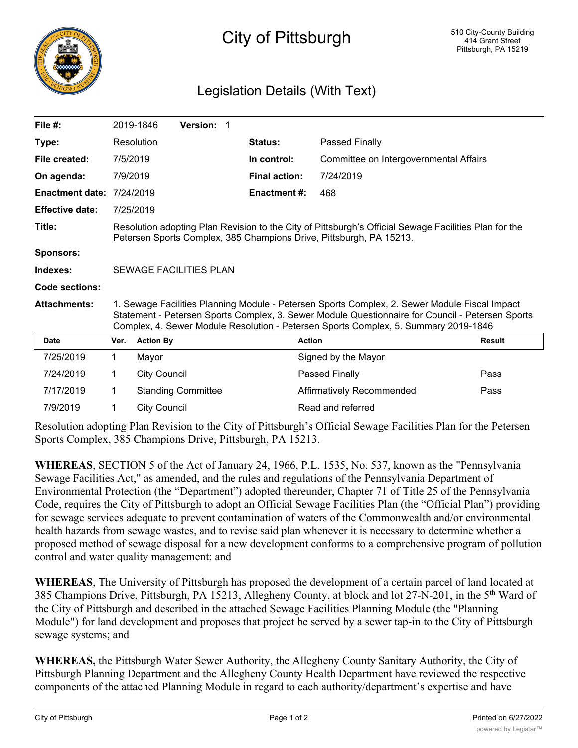# City of Pittsburgh

510 City-County Building
414 Grant Street
Pittsburgh, PA 15219

## Legislation Details (With Text)

| | | | |
|---|---|---|---|
| **File #:** | 2019-1846 **Version:** 1 | | |
| **Type:** | Resolution | **Status:** | Passed Finally |
| **File created:** | 7/5/2019 | **In control:** | Committee on Intergovernmental Affairs |
| **On agenda:** | 7/9/2019 | **Final action:** | 7/24/2019 |
| **Enactment date:** | 7/24/2019 | **Enactment #:** | 468 |
| **Effective date:** | 7/25/2019 | | |
| **Title:** | Resolution adopting Plan Revision to the City of Pittsburgh's Official Sewage Facilities Plan for the Petersen Sports Complex, 385 Champions Drive, Pittsburgh, PA 15213. | | |
| **Sponsors:** | | | |
| **Indexes:** | SEWAGE FACILITIES PLAN | | |
| **Code sections:** | | | |
| **Attachments:** | 1. Sewage Facilities Planning Module - Petersen Sports Complex, 2. Sewer Module Fiscal Impact Statement - Petersen Sports Complex, 3. Sewer Module Questionnaire for Council - Petersen Sports Complex, 4. Sewer Module Resolution - Petersen Sports Complex, 5. Summary 2019-1846 | | |

| Date | Ver. | Action By | Action | Result |
|---|---|---|---|---|
| 7/25/2019 | 1 | Mayor | Signed by the Mayor | |
| 7/24/2019 | 1 | City Council | Passed Finally | Pass |
| 7/17/2019 | 1 | Standing Committee | Affirmatively Recommended | Pass |
| 7/9/2019 | 1 | City Council | Read and referred | |

Resolution adopting Plan Revision to the City of Pittsburgh's Official Sewage Facilities Plan for the Petersen Sports Complex, 385 Champions Drive, Pittsburgh, PA 15213.

**WHEREAS**, SECTION 5 of the Act of January 24, 1966, P.L. 1535, No. 537, known as the "Pennsylvania Sewage Facilities Act," as amended, and the rules and regulations of the Pennsylvania Department of Environmental Protection (the "Department") adopted thereunder, Chapter 71 of Title 25 of the Pennsylvania Code, requires the City of Pittsburgh to adopt an Official Sewage Facilities Plan (the "Official Plan") providing for sewage services adequate to prevent contamination of waters of the Commonwealth and/or environmental health hazards from sewage wastes, and to revise said plan whenever it is necessary to determine whether a proposed method of sewage disposal for a new development conforms to a comprehensive program of pollution control and water quality management; and

**WHEREAS**, The University of Pittsburgh has proposed the development of a certain parcel of land located at 385 Champions Drive, Pittsburgh, PA 15213, Allegheny County, at block and lot 27-N-201, in the 5th Ward of the City of Pittsburgh and described in the attached Sewage Facilities Planning Module (the "Planning Module") for land development and proposes that project be served by a sewer tap-in to the City of Pittsburgh sewage systems; and

**WHEREAS,** the Pittsburgh Water Sewer Authority, the Allegheny County Sanitary Authority, the City of Pittsburgh Planning Department and the Allegheny County Health Department have reviewed the respective components of the attached Planning Module in regard to each authority/department's expertise and have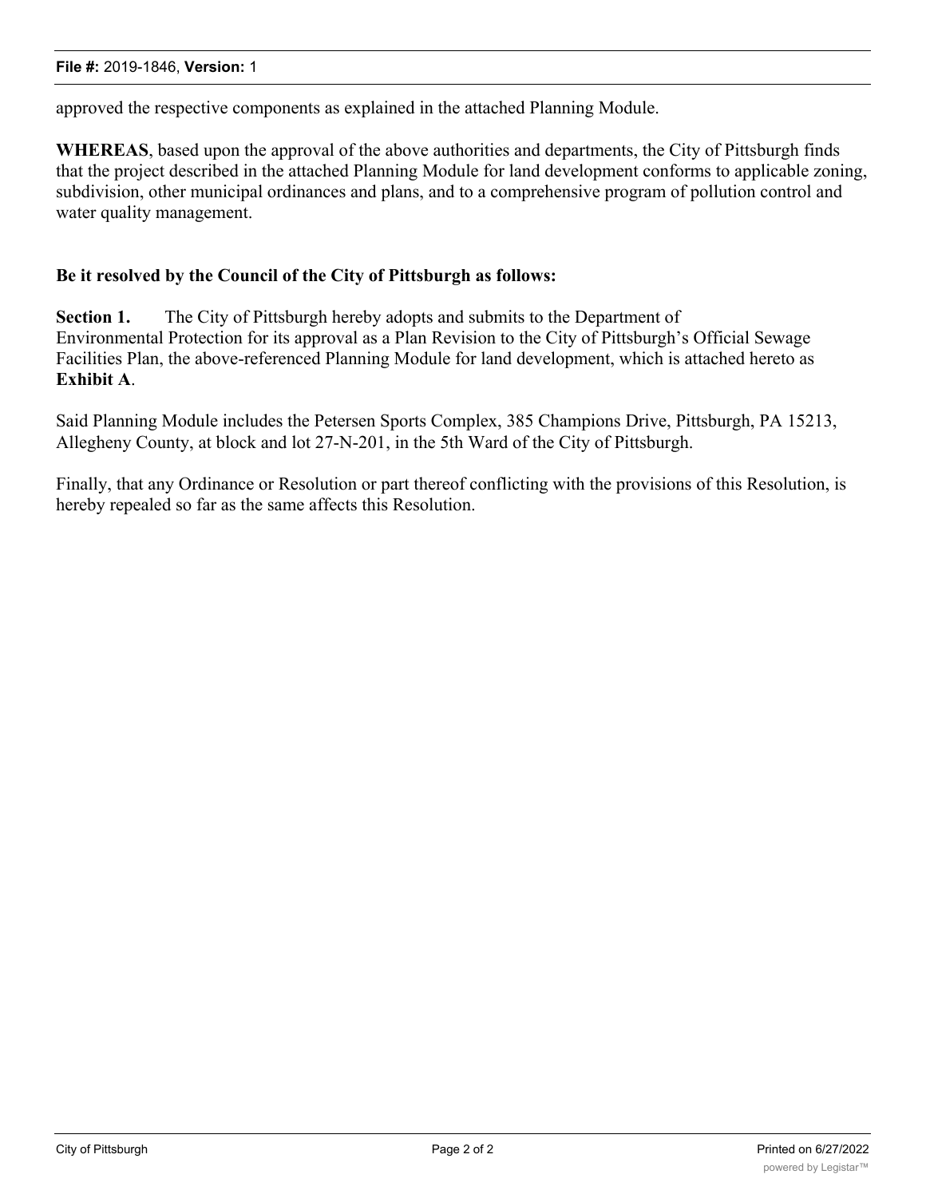approved the respective components as explained in the attached Planning Module.

**WHEREAS**, based upon the approval of the above authorities and departments, the City of Pittsburgh finds that the project described in the attached Planning Module for land development conforms to applicable zoning, subdivision, other municipal ordinances and plans, and to a comprehensive program of pollution control and water quality management.

**Be it resolved by the Council of the City of Pittsburgh as follows:**

**Section 1.** The City of Pittsburgh hereby adopts and submits to the Department of Environmental Protection for its approval as a Plan Revision to the City of Pittsburgh's Official Sewage Facilities Plan, the above-referenced Planning Module for land development, which is attached hereto as **Exhibit A**.

Said Planning Module includes the Petersen Sports Complex, 385 Champions Drive, Pittsburgh, PA 15213, Allegheny County, at block and lot 27-N-201, in the 5th Ward of the City of Pittsburgh.

Finally, that any Ordinance or Resolution or part thereof conflicting with the provisions of this Resolution, is hereby repealed so far as the same affects this Resolution.